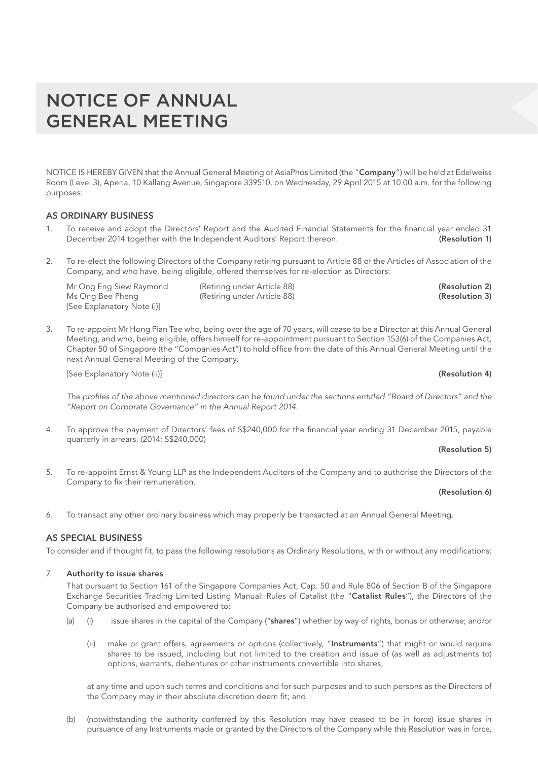# NOTICE OF ANNUAL GENERAL MEETING

NOTICE IS HEREBY GIVEN that the Annual General Meeting of AsiaPhos Limited (the "**Company**") will be held at Edelweiss Room (Level 3), Aperia, 10 Kallang Avenue, Singapore 339510, on Wednesday, 29 April 2015 at 10.00 a.m. for the following purposes:

## AS ORDINARY BUSINESS

1. To receive and adopt the Directors' Report and the Audited Financial Statements for the financial year ended 31 December 2014 together with the Independent Auditors' Report thereon. **(Resolution 1)**

2. To re-elect the following Directors of the Company retiring pursuant to Article 88 of the Articles of Association of the Company, and who have, being eligible, offered themselves for re-election as Directors:

   Mr Ong Eng Siew Raymond (Retiring under Article 88) **(Resolution 2)**
   Ms Ong Bee Pheng (Retiring under Article 88) **(Resolution 3)**
   [See Explanatory Note (i)]

3. To re-appoint Mr Hong Pian Tee who, being over the age of 70 years, will cease to be a Director at this Annual General Meeting, and who, being eligible, offers himself for re-appointment pursuant to Section 153(6) of the Companies Act, Chapter 50 of Singapore (the "Companies Act") to hold office from the date of this Annual General Meeting until the next Annual General Meeting of the Company.

   [See Explanatory Note (ii)] **(Resolution 4)**

   *The profiles of the above mentioned directors can be found under the sections entitled "Board of Directors" and the "Report on Corporate Governance" in the Annual Report 2014.*

4. To approve the payment of Directors' fees of S$240,000 for the financial year ending 31 December 2015, payable quarterly in arrears. (2014: S$240,000)

   **(Resolution 5)**

5. To re-appoint Ernst & Young LLP as the Independent Auditors of the Company and to authorise the Directors of the Company to fix their remuneration.

   **(Resolution 6)**

6. To transact any other ordinary business which may properly be transacted at an Annual General Meeting.

## AS SPECIAL BUSINESS

To consider and if thought fit, to pass the following resolutions as Ordinary Resolutions, with or without any modifications:

7. **Authority to issue shares**

   That pursuant to Section 161 of the Singapore Companies Act, Cap. 50 and Rule 806 of Section B of the Singapore Exchange Securities Trading Limited Listing Manual: Rules of Catalist (the "**Catalist Rules**"), the Directors of the Company be authorised and empowered to:

   (a) (i) issue shares in the capital of the Company ("**shares**") whether by way of rights, bonus or otherwise; and/or

   (ii) make or grant offers, agreements or options (collectively, "**Instruments**") that might or would require shares to be issued, including but not limited to the creation and issue of (as well as adjustments to) options, warrants, debentures or other instruments convertible into shares,

   at any time and upon such terms and conditions and for such purposes and to such persons as the Directors of the Company may in their absolute discretion deem fit; and

   (b) (notwithstanding the authority conferred by this Resolution may have ceased to be in force) issue shares in pursuance of any Instruments made or granted by the Directors of the Company while this Resolution was in force,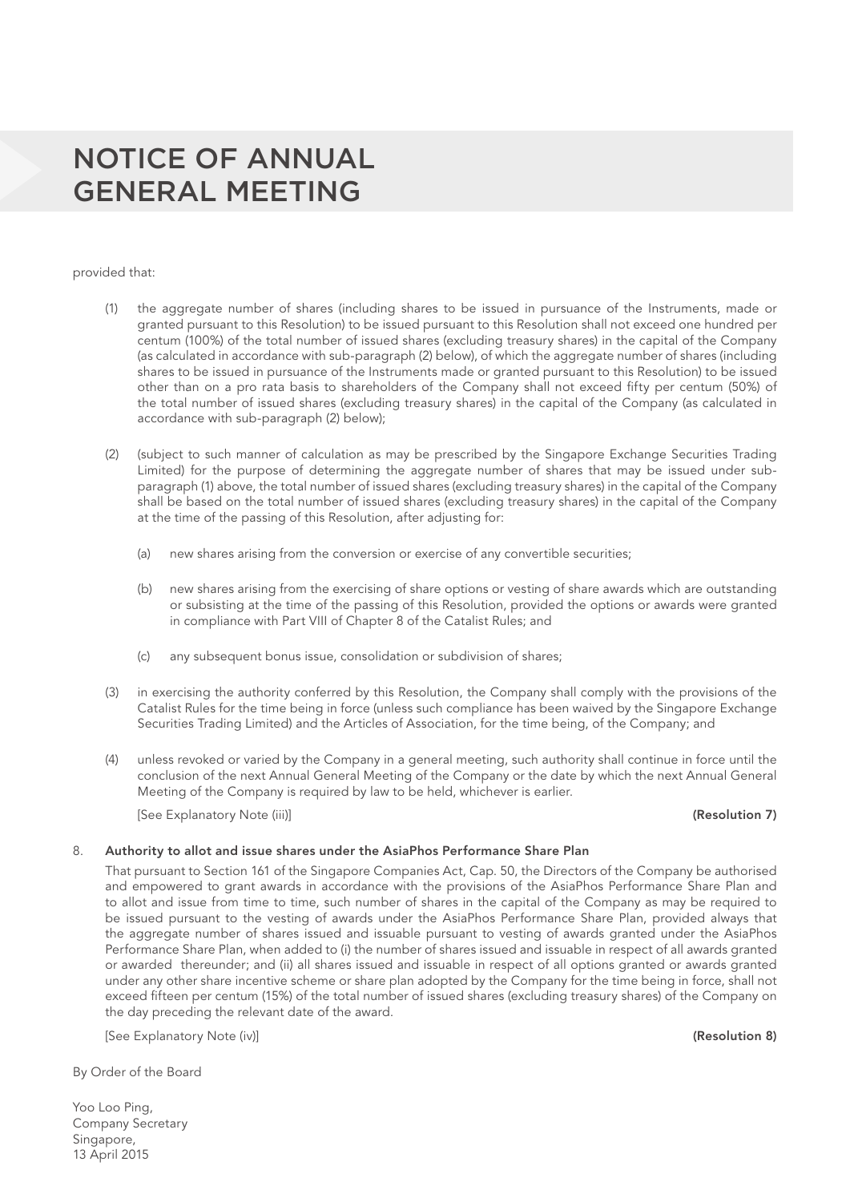# NOTICE OF ANNUAL GENERAL MEETING

provided that:

(1) the aggregate number of shares (including shares to be issued in pursuance of the Instruments, made or granted pursuant to this Resolution) to be issued pursuant to this Resolution shall not exceed one hundred per centum (100%) of the total number of issued shares (excluding treasury shares) in the capital of the Company (as calculated in accordance with sub-paragraph (2) below), of which the aggregate number of shares (including shares to be issued in pursuance of the Instruments made or granted pursuant to this Resolution) to be issued other than on a pro rata basis to shareholders of the Company shall not exceed fifty per centum (50%) of the total number of issued shares (excluding treasury shares) in the capital of the Company (as calculated in accordance with sub-paragraph (2) below);

(2) (subject to such manner of calculation as may be prescribed by the Singapore Exchange Securities Trading Limited) for the purpose of determining the aggregate number of shares that may be issued under sub-paragraph (1) above, the total number of issued shares (excluding treasury shares) in the capital of the Company shall be based on the total number of issued shares (excluding treasury shares) in the capital of the Company at the time of the passing of this Resolution, after adjusting for:

   (a) new shares arising from the conversion or exercise of any convertible securities;

   (b) new shares arising from the exercising of share options or vesting of share awards which are outstanding or subsisting at the time of the passing of this Resolution, provided the options or awards were granted in compliance with Part VIII of Chapter 8 of the Catalist Rules; and

   (c) any subsequent bonus issue, consolidation or subdivision of shares;

(3) in exercising the authority conferred by this Resolution, the Company shall comply with the provisions of the Catalist Rules for the time being in force (unless such compliance has been waived by the Singapore Exchange Securities Trading Limited) and the Articles of Association, for the time being, of the Company; and

(4) unless revoked or varied by the Company in a general meeting, such authority shall continue in force until the conclusion of the next Annual General Meeting of the Company or the date by which the next Annual General Meeting of the Company is required by law to be held, whichever is earlier.

[See Explanatory Note (iii)] **(Resolution 7)**

8. **Authority to allot and issue shares under the AsiaPhos Performance Share Plan**

That pursuant to Section 161 of the Singapore Companies Act, Cap. 50, the Directors of the Company be authorised and empowered to grant awards in accordance with the provisions of the AsiaPhos Performance Share Plan and to allot and issue from time to time, such number of shares in the capital of the Company as may be required to be issued pursuant to the vesting of awards under the AsiaPhos Performance Share Plan, provided always that the aggregate number of shares issued and issuable pursuant to vesting of awards granted under the AsiaPhos Performance Share Plan, when added to (i) the number of shares issued and issuable in respect of all awards granted or awarded thereunder; and (ii) all shares issued and issuable in respect of all options granted or awards granted under any other share incentive scheme or share plan adopted by the Company for the time being in force, shall not exceed fifteen per centum (15%) of the total number of issued shares (excluding treasury shares) of the Company on the day preceding the relevant date of the award.

[See Explanatory Note (iv)] **(Resolution 8)**

By Order of the Board

Yoo Loo Ping,
Company Secretary
Singapore,
13 April 2015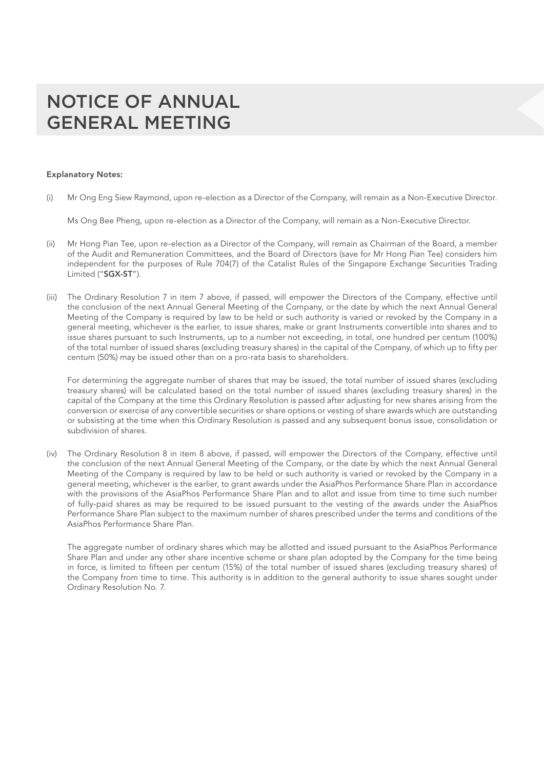# NOTICE OF ANNUAL GENERAL MEETING

**Explanatory Notes:**

(i) Mr Ong Eng Siew Raymond, upon re-election as a Director of the Company, will remain as a Non-Executive Director.

Ms Ong Bee Pheng, upon re-election as a Director of the Company, will remain as a Non-Executive Director.

(ii) Mr Hong Pian Tee, upon re-election as a Director of the Company, will remain as Chairman of the Board, a member of the Audit and Remuneration Committees, and the Board of Directors (save for Mr Hong Pian Tee) considers him independent for the purposes of Rule 704(7) of the Catalist Rules of the Singapore Exchange Securities Trading Limited ("**SGX-ST**").

(iii) The Ordinary Resolution 7 in item 7 above, if passed, will empower the Directors of the Company, effective until the conclusion of the next Annual General Meeting of the Company, or the date by which the next Annual General Meeting of the Company is required by law to be held or such authority is varied or revoked by the Company in a general meeting, whichever is the earlier, to issue shares, make or grant Instruments convertible into shares and to issue shares pursuant to such Instruments, up to a number not exceeding, in total, one hundred per centum (100%) of the total number of issued shares (excluding treasury shares) in the capital of the Company, of which up to fifty per centum (50%) may be issued other than on a pro-rata basis to shareholders.

For determining the aggregate number of shares that may be issued, the total number of issued shares (excluding treasury shares) will be calculated based on the total number of issued shares (excluding treasury shares) in the capital of the Company at the time this Ordinary Resolution is passed after adjusting for new shares arising from the conversion or exercise of any convertible securities or share options or vesting of share awards which are outstanding or subsisting at the time when this Ordinary Resolution is passed and any subsequent bonus issue, consolidation or subdivision of shares.

(iv) The Ordinary Resolution 8 in item 8 above, if passed, will empower the Directors of the Company, effective until the conclusion of the next Annual General Meeting of the Company, or the date by which the next Annual General Meeting of the Company is required by law to be held or such authority is varied or revoked by the Company in a general meeting, whichever is the earlier, to grant awards under the AsiaPhos Performance Share Plan in accordance with the provisions of the AsiaPhos Performance Share Plan and to allot and issue from time to time such number of fully-paid shares as may be required to be issued pursuant to the vesting of the awards under the AsiaPhos Performance Share Plan subject to the maximum number of shares prescribed under the terms and conditions of the AsiaPhos Performance Share Plan.

The aggregate number of ordinary shares which may be allotted and issued pursuant to the AsiaPhos Performance Share Plan and under any other share incentive scheme or share plan adopted by the Company for the time being in force, is limited to fifteen per centum (15%) of the total number of issued shares (excluding treasury shares) of the Company from time to time. This authority is in addition to the general authority to issue shares sought under Ordinary Resolution No. 7.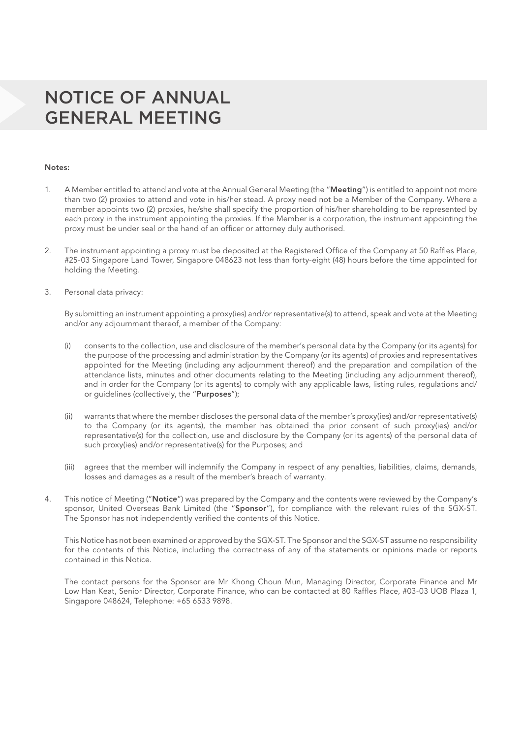# NOTICE OF ANNUAL GENERAL MEETING

**Notes:**

1. A Member entitled to attend and vote at the Annual General Meeting (the "**Meeting**") is entitled to appoint not more than two (2) proxies to attend and vote in his/her stead. A proxy need not be a Member of the Company. Where a member appoints two (2) proxies, he/she shall specify the proportion of his/her shareholding to be represented by each proxy in the instrument appointing the proxies. If the Member is a corporation, the instrument appointing the proxy must be under seal or the hand of an officer or attorney duly authorised.

2. The instrument appointing a proxy must be deposited at the Registered Office of the Company at 50 Raffles Place, #25-03 Singapore Land Tower, Singapore 048623 not less than forty-eight (48) hours before the time appointed for holding the Meeting.

3. Personal data privacy:

   By submitting an instrument appointing a proxy(ies) and/or representative(s) to attend, speak and vote at the Meeting and/or any adjournment thereof, a member of the Company:

   (i) consents to the collection, use and disclosure of the member's personal data by the Company (or its agents) for the purpose of the processing and administration by the Company (or its agents) of proxies and representatives appointed for the Meeting (including any adjournment thereof) and the preparation and compilation of the attendance lists, minutes and other documents relating to the Meeting (including any adjournment thereof), and in order for the Company (or its agents) to comply with any applicable laws, listing rules, regulations and/or guidelines (collectively, the "**Purposes**");

   (ii) warrants that where the member discloses the personal data of the member's proxy(ies) and/or representative(s) to the Company (or its agents), the member has obtained the prior consent of such proxy(ies) and/or representative(s) for the collection, use and disclosure by the Company (or its agents) of the personal data of such proxy(ies) and/or representative(s) for the Purposes; and

   (iii) agrees that the member will indemnify the Company in respect of any penalties, liabilities, claims, demands, losses and damages as a result of the member's breach of warranty.

4. This notice of Meeting ("**Notice**") was prepared by the Company and the contents were reviewed by the Company's sponsor, United Overseas Bank Limited (the "**Sponsor**"), for compliance with the relevant rules of the SGX-ST. The Sponsor has not independently verified the contents of this Notice.

   This Notice has not been examined or approved by the SGX-ST. The Sponsor and the SGX-ST assume no responsibility for the contents of this Notice, including the correctness of any of the statements or opinions made or reports contained in this Notice.

   The contact persons for the Sponsor are Mr Khong Choun Mun, Managing Director, Corporate Finance and Mr Low Han Keat, Senior Director, Corporate Finance, who can be contacted at 80 Raffles Place, #03-03 UOB Plaza 1, Singapore 048624, Telephone: +65 6533 9898.